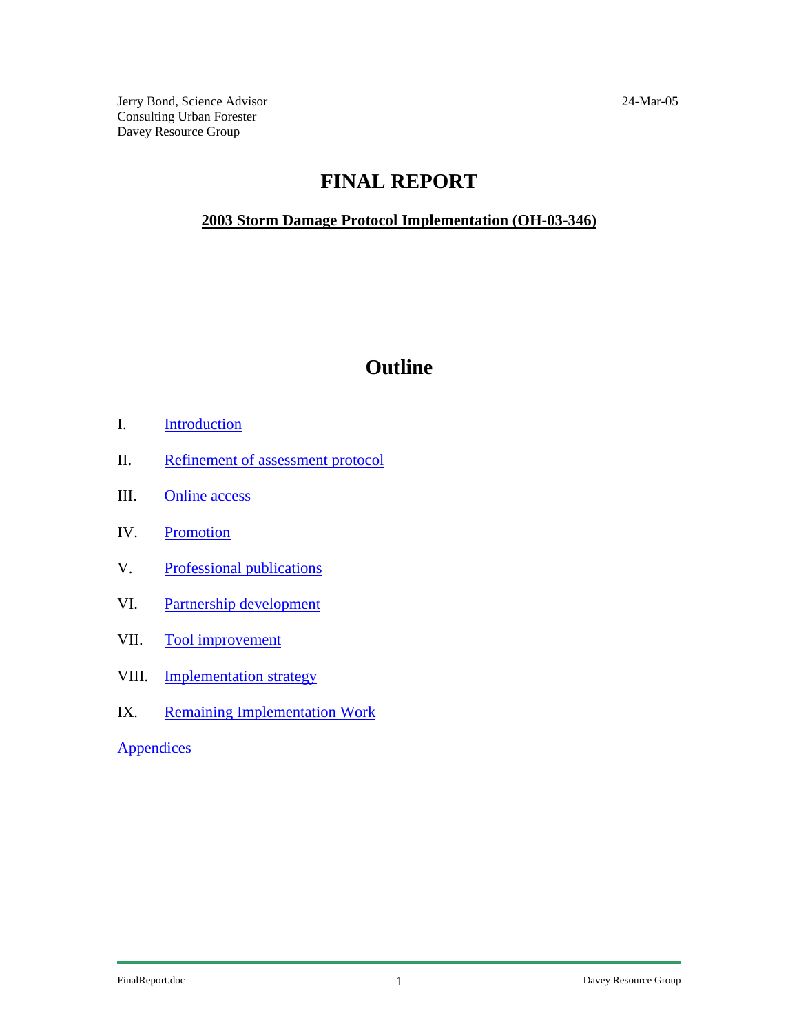Jerry Bond, Science Advisor
Consulting Urban Forester
Davey Resource Group

24-Mar-05

# FINAL REPORT

**2003 Storm Damage Protocol Implementation (OH-03-346)**

## Outline

I. Introduction

II. Refinement of assessment protocol

III. Online access

IV. Promotion

V. Professional publications

VI. Partnership development

VII. Tool improvement

VIII. Implementation strategy

IX. Remaining Implementation Work

Appendices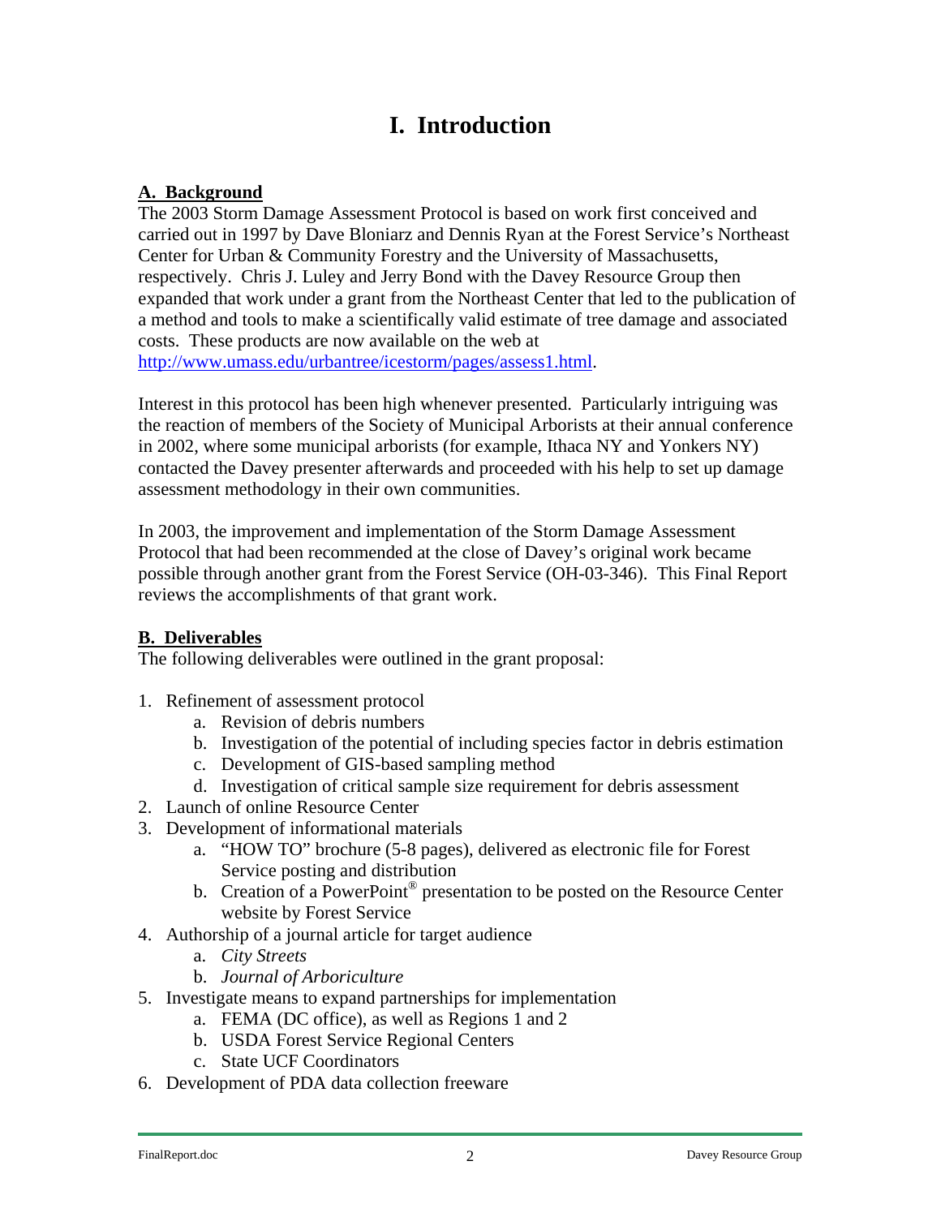# I. Introduction

## A. Background

The 2003 Storm Damage Assessment Protocol is based on work first conceived and carried out in 1997 by Dave Bloniarz and Dennis Ryan at the Forest Service's Northeast Center for Urban & Community Forestry and the University of Massachusetts, respectively. Chris J. Luley and Jerry Bond with the Davey Resource Group then expanded that work under a grant from the Northeast Center that led to the publication of a method and tools to make a scientifically valid estimate of tree damage and associated costs. These products are now available on the web at http://www.umass.edu/urbantree/icestorm/pages/assess1.html.

Interest in this protocol has been high whenever presented. Particularly intriguing was the reaction of members of the Society of Municipal Arborists at their annual conference in 2002, where some municipal arborists (for example, Ithaca NY and Yonkers NY) contacted the Davey presenter afterwards and proceeded with his help to set up damage assessment methodology in their own communities.

In 2003, the improvement and implementation of the Storm Damage Assessment Protocol that had been recommended at the close of Davey's original work became possible through another grant from the Forest Service (OH-03-346). This Final Report reviews the accomplishments of that grant work.

## B. Deliverables

The following deliverables were outlined in the grant proposal:

1. Refinement of assessment protocol
   a. Revision of debris numbers
   b. Investigation of the potential of including species factor in debris estimation
   c. Development of GIS-based sampling method
   d. Investigation of critical sample size requirement for debris assessment
2. Launch of online Resource Center
3. Development of informational materials
   a. "HOW TO" brochure (5-8 pages), delivered as electronic file for Forest Service posting and distribution
   b. Creation of a PowerPoint® presentation to be posted on the Resource Center website by Forest Service
4. Authorship of a journal article for target audience
   a. *City Streets*
   b. *Journal of Arboriculture*
5. Investigate means to expand partnerships for implementation
   a. FEMA (DC office), as well as Regions 1 and 2
   b. USDA Forest Service Regional Centers
   c. State UCF Coordinators
6. Development of PDA data collection freeware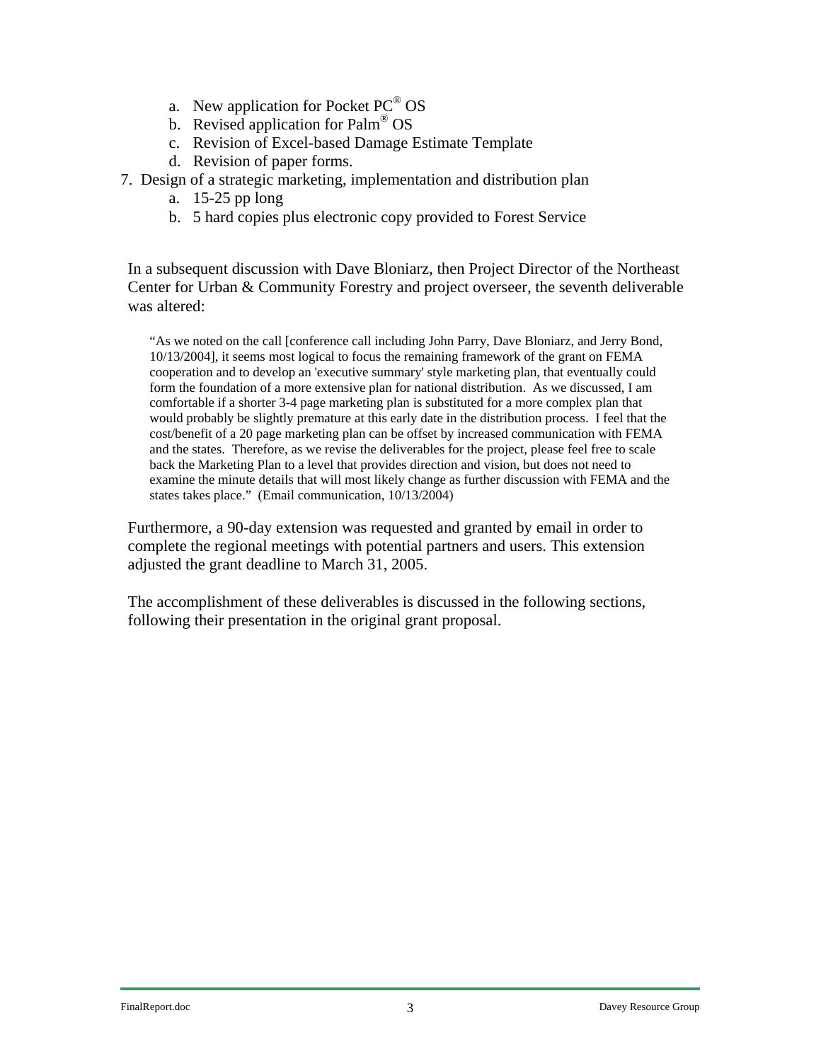a. New application for Pocket PC® OS
   b. Revised application for Palm® OS
   c. Revision of Excel-based Damage Estimate Template
   d. Revision of paper forms.

7. Design of a strategic marketing, implementation and distribution plan
   a. 15-25 pp long
   b. 5 hard copies plus electronic copy provided to Forest Service

In a subsequent discussion with Dave Bloniarz, then Project Director of the Northeast Center for Urban & Community Forestry and project overseer, the seventh deliverable was altered:

> "As we noted on the call [conference call including John Parry, Dave Bloniarz, and Jerry Bond, 10/13/2004], it seems most logical to focus the remaining framework of the grant on FEMA cooperation and to develop an 'executive summary' style marketing plan, that eventually could form the foundation of a more extensive plan for national distribution. As we discussed, I am comfortable if a shorter 3-4 page marketing plan is substituted for a more complex plan that would probably be slightly premature at this early date in the distribution process. I feel that the cost/benefit of a 20 page marketing plan can be offset by increased communication with FEMA and the states. Therefore, as we revise the deliverables for the project, please feel free to scale back the Marketing Plan to a level that provides direction and vision, but does not need to examine the minute details that will most likely change as further discussion with FEMA and the states takes place." (Email communication, 10/13/2004)

Furthermore, a 90-day extension was requested and granted by email in order to complete the regional meetings with potential partners and users. This extension adjusted the grant deadline to March 31, 2005.

The accomplishment of these deliverables is discussed in the following sections, following their presentation in the original grant proposal.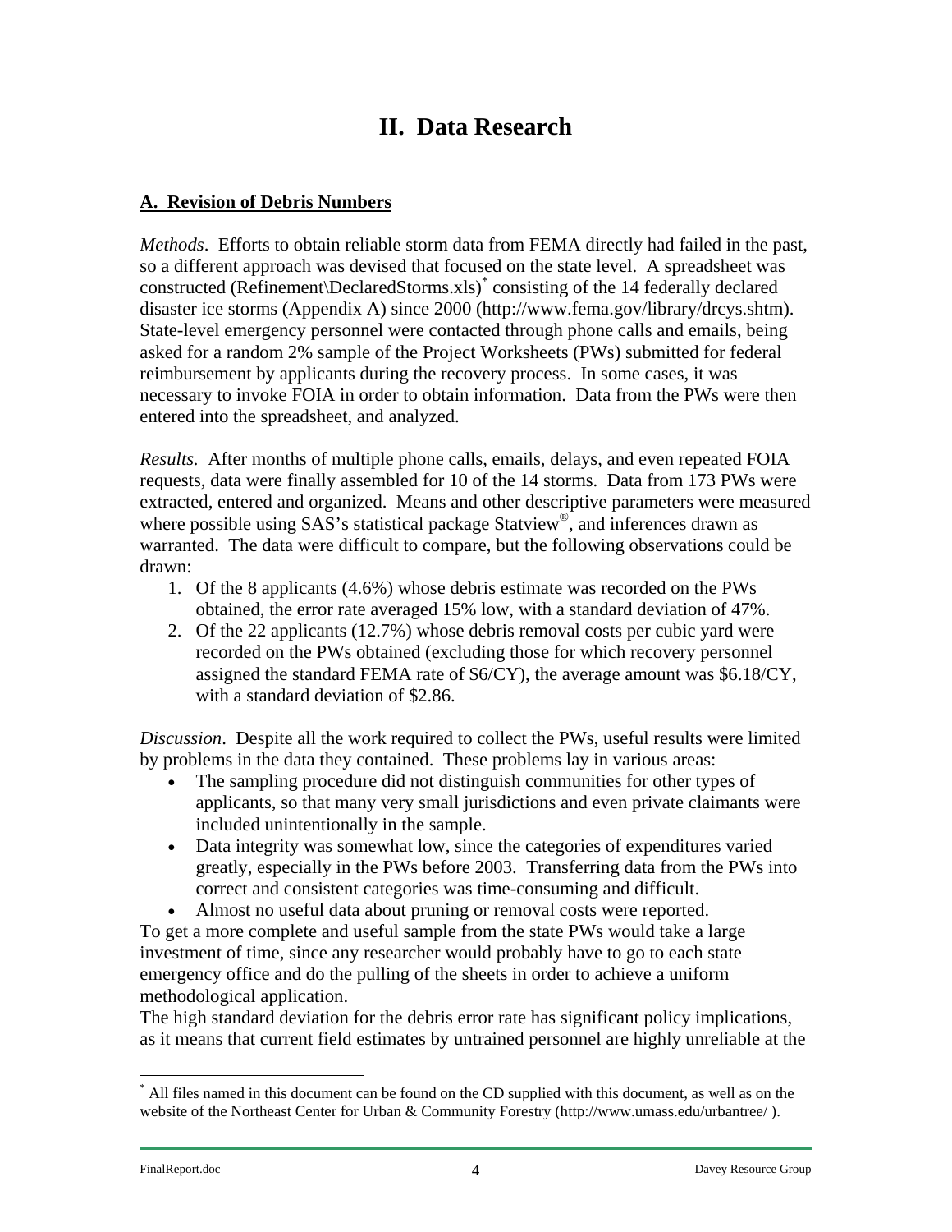# II. Data Research

## A. Revision of Debris Numbers

*Methods*. Efforts to obtain reliable storm data from FEMA directly had failed in the past, so a different approach was devised that focused on the state level. A spreadsheet was constructed (Refinement\DeclaredStorms.xls)[*] consisting of the 14 federally declared disaster ice storms (Appendix A) since 2000 (http://www.fema.gov/library/drcys.shtm). State-level emergency personnel were contacted through phone calls and emails, being asked for a random 2% sample of the Project Worksheets (PWs) submitted for federal reimbursement by applicants during the recovery process. In some cases, it was necessary to invoke FOIA in order to obtain information. Data from the PWs were then entered into the spreadsheet, and analyzed.

*Results.* After months of multiple phone calls, emails, delays, and even repeated FOIA requests, data were finally assembled for 10 of the 14 storms. Data from 173 PWs were extracted, entered and organized. Means and other descriptive parameters were measured where possible using SAS's statistical package Statview®, and inferences drawn as warranted. The data were difficult to compare, but the following observations could be drawn:

1. Of the 8 applicants (4.6%) whose debris estimate was recorded on the PWs obtained, the error rate averaged 15% low, with a standard deviation of 47%.
2. Of the 22 applicants (12.7%) whose debris removal costs per cubic yard were recorded on the PWs obtained (excluding those for which recovery personnel assigned the standard FEMA rate of $6/CY), the average amount was $6.18/CY, with a standard deviation of $2.86.

*Discussion*. Despite all the work required to collect the PWs, useful results were limited by problems in the data they contained. These problems lay in various areas:

- The sampling procedure did not distinguish communities for other types of applicants, so that many very small jurisdictions and even private claimants were included unintentionally in the sample.
- Data integrity was somewhat low, since the categories of expenditures varied greatly, especially in the PWs before 2003. Transferring data from the PWs into correct and consistent categories was time-consuming and difficult.
- Almost no useful data about pruning or removal costs were reported.

To get a more complete and useful sample from the state PWs would take a large investment of time, since any researcher would probably have to go to each state emergency office and do the pulling of the sheets in order to achieve a uniform methodological application.

The high standard deviation for the debris error rate has significant policy implications, as it means that current field estimates by untrained personnel are highly unreliable at the

[*] All files named in this document can be found on the CD supplied with this document, as well as on the website of the Northeast Center for Urban & Community Forestry (http://www.umass.edu/urbantree/ ).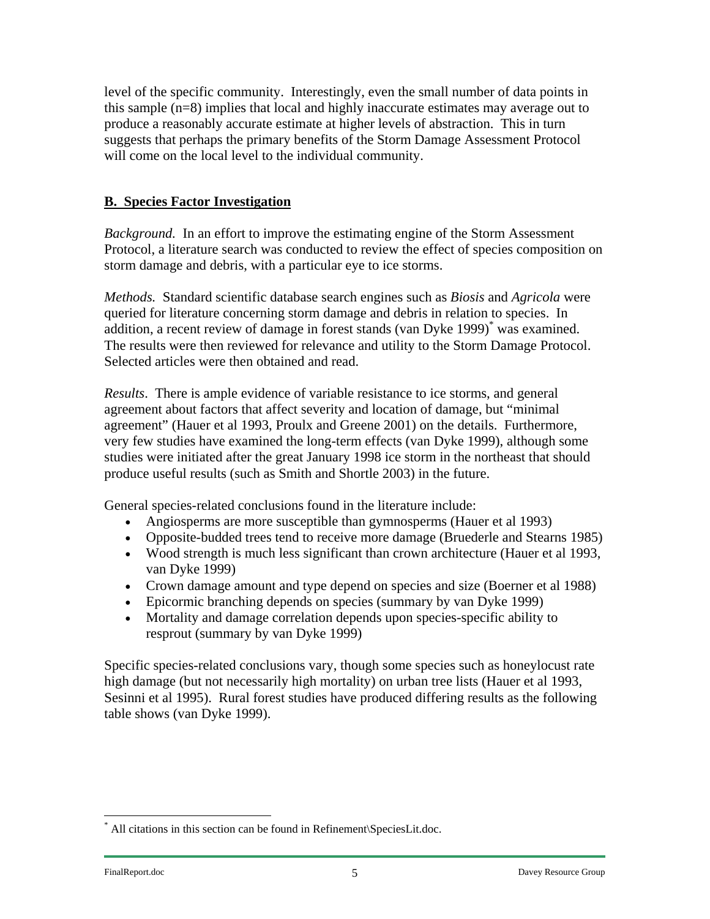level of the specific community. Interestingly, even the small number of data points in this sample (n=8) implies that local and highly inaccurate estimates may average out to produce a reasonably accurate estimate at higher levels of abstraction. This in turn suggests that perhaps the primary benefits of the Storm Damage Assessment Protocol will come on the local level to the individual community.

## **B. Species Factor Investigation**

*Background.* In an effort to improve the estimating engine of the Storm Assessment Protocol, a literature search was conducted to review the effect of species composition on storm damage and debris, with a particular eye to ice storms.

*Methods.* Standard scientific database search engines such as *Biosis* and *Agricola* were queried for literature concerning storm damage and debris in relation to species. In addition, a recent review of damage in forest stands (van Dyke 1999)[*] was examined. The results were then reviewed for relevance and utility to the Storm Damage Protocol. Selected articles were then obtained and read.

*Results*. There is ample evidence of variable resistance to ice storms, and general agreement about factors that affect severity and location of damage, but "minimal agreement" (Hauer et al 1993, Proulx and Greene 2001) on the details. Furthermore, very few studies have examined the long-term effects (van Dyke 1999), although some studies were initiated after the great January 1998 ice storm in the northeast that should produce useful results (such as Smith and Shortle 2003) in the future.

General species-related conclusions found in the literature include:

- Angiosperms are more susceptible than gymnosperms (Hauer et al 1993)
- Opposite-budded trees tend to receive more damage (Bruederle and Stearns 1985)
- Wood strength is much less significant than crown architecture (Hauer et al 1993, van Dyke 1999)
- Crown damage amount and type depend on species and size (Boerner et al 1988)
- Epicormic branching depends on species (summary by van Dyke 1999)
- Mortality and damage correlation depends upon species-specific ability to resprout (summary by van Dyke 1999)

Specific species-related conclusions vary, though some species such as honeylocust rate high damage (but not necessarily high mortality) on urban tree lists (Hauer et al 1993, Sesinni et al 1995). Rural forest studies have produced differing results as the following table shows (van Dyke 1999).

[*] All citations in this section can be found in Refinement\SpeciesLit.doc.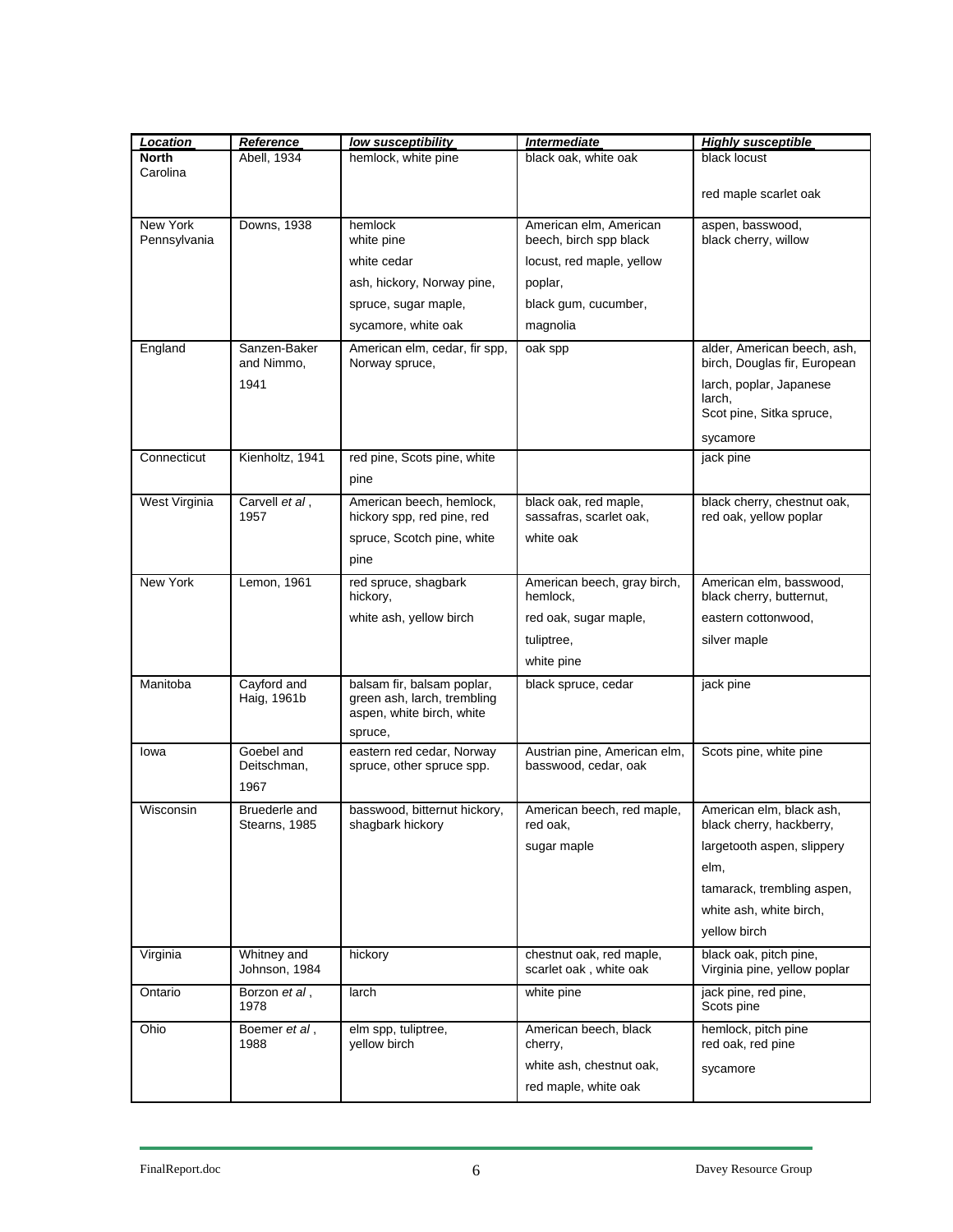| Location | Reference | low susceptibility | Intermediate | Highly susceptible |
| --- | --- | --- | --- | --- |
| **North Carolina** | Abell, 1934 | hemlock, white pine | black oak, white oak | black locust red maple scarlet oak |
| New York Pennsylvania | Downs, 1938 | hemlock white pine white cedar ash, hickory, Norway pine, spruce, sugar maple, sycamore, white oak | American elm, American beech, birch spp black locust, red maple, yellow poplar, black gum, cucumber, magnolia | aspen, basswood, black cherry, willow |
| England | Sanzen-Baker and Nimmo, 1941 | American elm, cedar, fir spp, Norway spruce, | oak spp | alder, American beech, ash, birch, Douglas fir, European larch, poplar, Japanese larch, Scot pine, Sitka spruce, sycamore |
| Connecticut | Kienholtz, 1941 | red pine, Scots pine, white pine | | jack pine |
| West Virginia | Carvell *et al* , 1957 | American beech, hemlock, hickory spp, red pine, red spruce, Scotch pine, white pine | black oak, red maple, sassafras, scarlet oak, white oak | black cherry, chestnut oak, red oak, yellow poplar |
| New York | Lemon, 1961 | red spruce, shagbark hickory, white ash, yellow birch | American beech, gray birch, hemlock, red oak, sugar maple, tuliptree, white pine | American elm, basswood, black cherry, butternut, eastern cottonwood, silver maple |
| Manitoba | Cayford and Haig, 1961b | balsam fir, balsam poplar, green ash, larch, trembling aspen, white birch, white spruce, | black spruce, cedar | jack pine |
| Iowa | Goebel and Deitschman, 1967 | eastern red cedar, Norway spruce, other spruce spp. | Austrian pine, American elm, basswood, cedar, oak | Scots pine, white pine |
| Wisconsin | Bruederle and Stearns, 1985 | basswood, bitternut hickory, shagbark hickory | American beech, red maple, red oak, sugar maple | American elm, black ash, black cherry, hackberry, largetooth aspen, slippery elm, tamarack, trembling aspen, white ash, white birch, yellow birch |
| Virginia | Whitney and Johnson, 1984 | hickory | chestnut oak, red maple, scarlet oak , white oak | black oak, pitch pine, Virginia pine, yellow poplar |
| Ontario | Borzon *et al* , 1978 | larch | white pine | jack pine, red pine, Scots pine |
| Ohio | Boemer *et al* , 1988 | elm spp, tuliptree, yellow birch | American beech, black cherry, white ash, chestnut oak, red maple, white oak | hemlock, pitch pine red oak, red pine sycamore |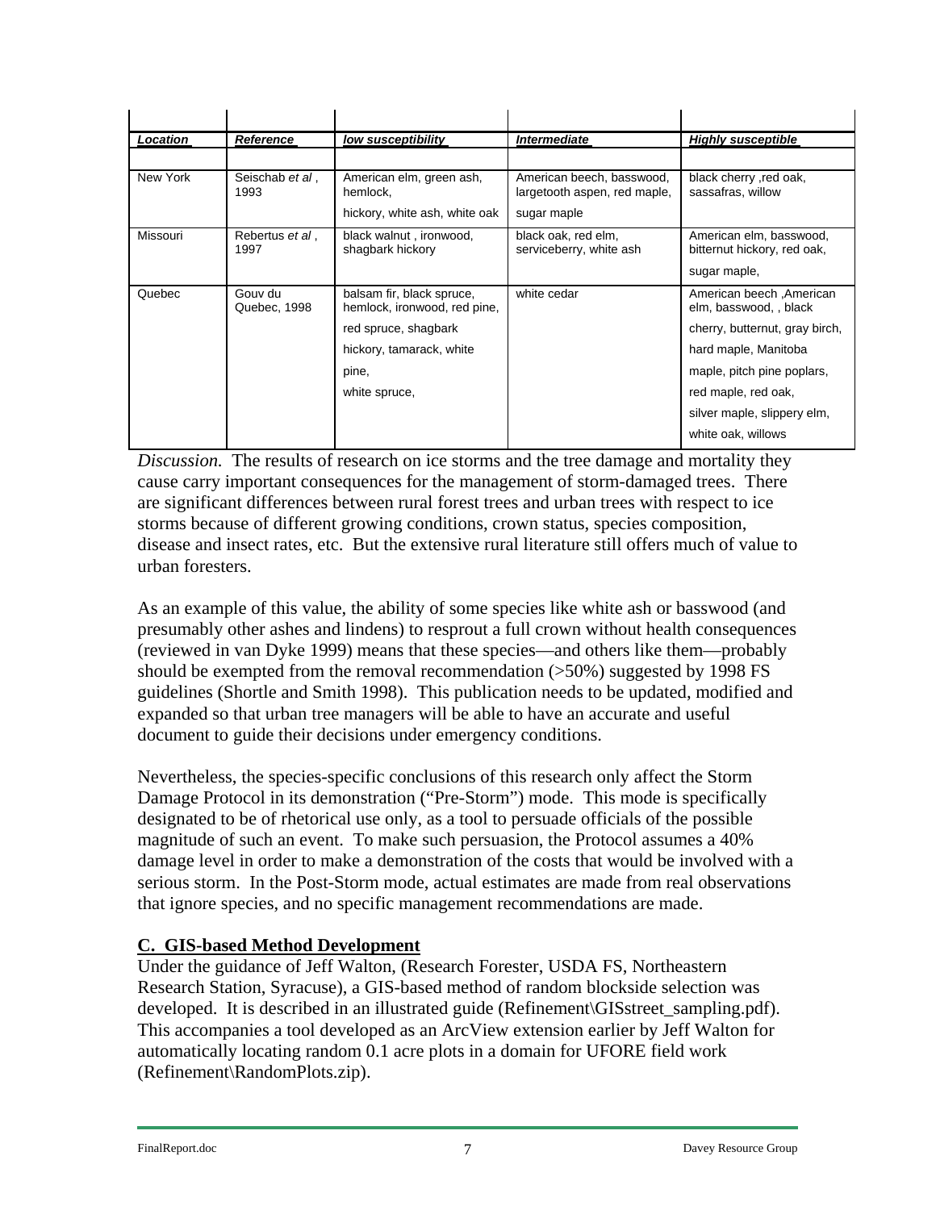| ***Location*** | ***Reference*** | ***low susceptibility*** | ***Intermediate*** | ***Highly susceptible*** |
|---|---|---|---|---|
| New York | Seischab *et al*., 1993 | American elm, green ash, hemlock, hickory, white ash, white oak | American beech, basswood, largetooth aspen, red maple, sugar maple | black cherry ,red oak, sassafras, willow |
| Missouri | Rebertus *et al*., 1997 | black walnut , ironwood, shagbark hickory | black oak, red elm, serviceberry, white ash | American elm, basswood, bitternut hickory, red oak, sugar maple, |
| Quebec | Gouv du Quebec, 1998 | balsam fir, black spruce, hemlock, ironwood, red pine, red spruce, shagbark hickory, tamarack, white pine, white spruce, | white cedar | American beech ,American elm, basswood, , black cherry, butternut, gray birch, hard maple, Manitoba maple, pitch pine poplars, red maple, red oak, silver maple, slippery elm, white oak, willows |

*Discussion.* The results of research on ice storms and the tree damage and mortality they cause carry important consequences for the management of storm-damaged trees. There are significant differences between rural forest trees and urban trees with respect to ice storms because of different growing conditions, crown status, species composition, disease and insect rates, etc. But the extensive rural literature still offers much of value to urban foresters.

As an example of this value, the ability of some species like white ash or basswood (and presumably other ashes and lindens) to resprout a full crown without health consequences (reviewed in van Dyke 1999) means that these species—and others like them—probably should be exempted from the removal recommendation (>50%) suggested by 1998 FS guidelines (Shortle and Smith 1998). This publication needs to be updated, modified and expanded so that urban tree managers will be able to have an accurate and useful document to guide their decisions under emergency conditions.

Nevertheless, the species-specific conclusions of this research only affect the Storm Damage Protocol in its demonstration ("Pre-Storm") mode. This mode is specifically designated to be of rhetorical use only, as a tool to persuade officials of the possible magnitude of such an event. To make such persuasion, the Protocol assumes a 40% damage level in order to make a demonstration of the costs that would be involved with a serious storm. In the Post-Storm mode, actual estimates are made from real observations that ignore species, and no specific management recommendations are made.

## C. GIS-based Method Development

Under the guidance of Jeff Walton, (Research Forester, USDA FS, Northeastern Research Station, Syracuse), a GIS-based method of random blockside selection was developed. It is described in an illustrated guide (Refinement\GISstreet_sampling.pdf). This accompanies a tool developed as an ArcView extension earlier by Jeff Walton for automatically locating random 0.1 acre plots in a domain for UFORE field work (Refinement\RandomPlots.zip).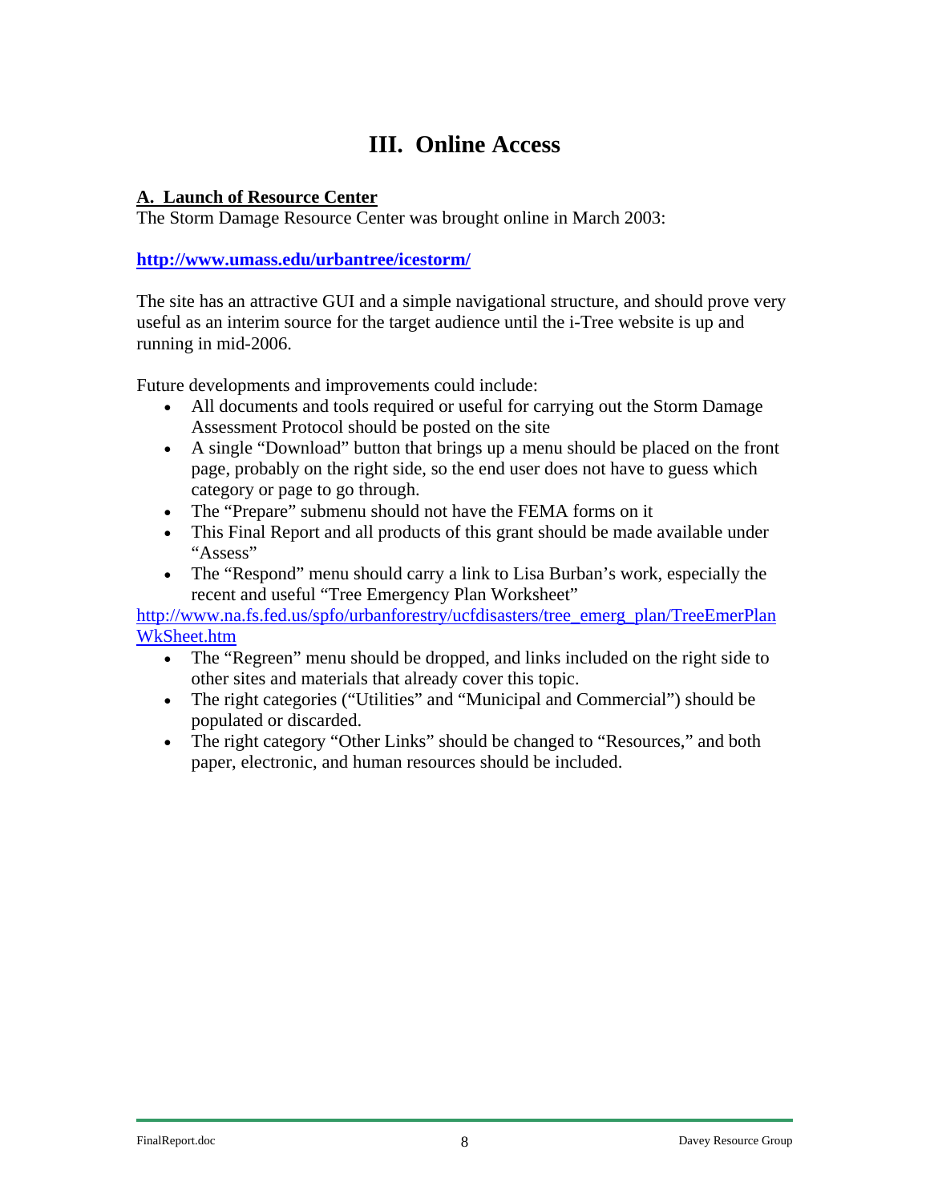# III. Online Access

## A. Launch of Resource Center

The Storm Damage Resource Center was brought online in March 2003:

**http://www.umass.edu/urbantree/icestorm/**

The site has an attractive GUI and a simple navigational structure, and should prove very useful as an interim source for the target audience until the i-Tree website is up and running in mid-2006.

Future developments and improvements could include:

- All documents and tools required or useful for carrying out the Storm Damage Assessment Protocol should be posted on the site
- A single "Download" button that brings up a menu should be placed on the front page, probably on the right side, so the end user does not have to guess which category or page to go through.
- The "Prepare" submenu should not have the FEMA forms on it
- This Final Report and all products of this grant should be made available under "Assess"
- The "Respond" menu should carry a link to Lisa Burban's work, especially the recent and useful "Tree Emergency Plan Worksheet"

http://www.na.fs.fed.us/spfo/urbanforestry/ucfdisasters/tree_emerg_plan/TreeEmerPlanWkSheet.htm

- The "Regreen" menu should be dropped, and links included on the right side to other sites and materials that already cover this topic.
- The right categories ("Utilities" and "Municipal and Commercial") should be populated or discarded.
- The right category "Other Links" should be changed to "Resources," and both paper, electronic, and human resources should be included.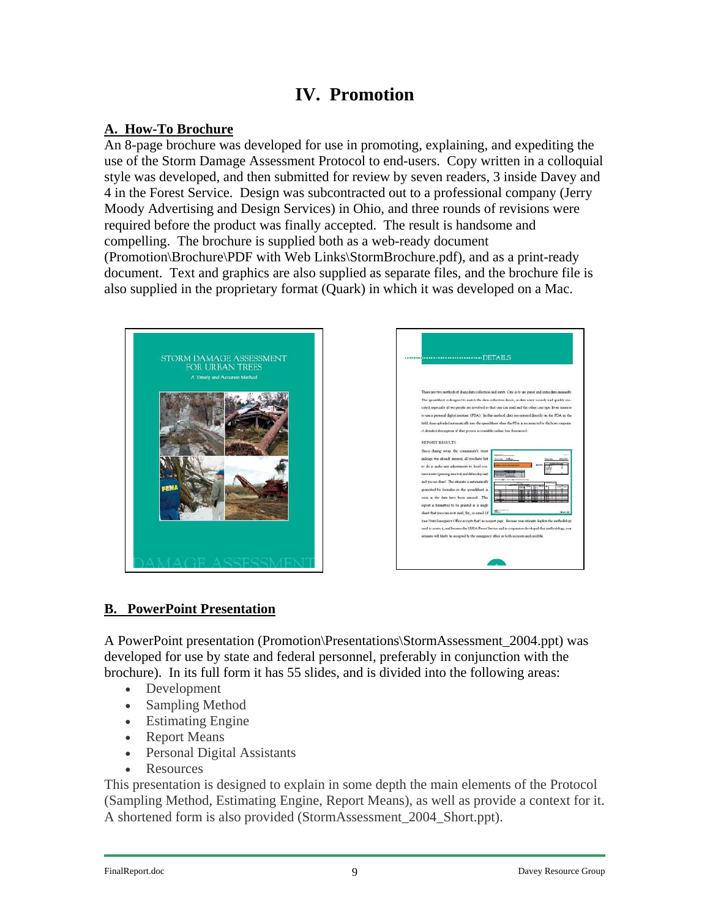# IV. Promotion

## A. How-To Brochure

An 8-page brochure was developed for use in promoting, explaining, and expediting the use of the Storm Damage Assessment Protocol to end-users. Copy written in a colloquial style was developed, and then submitted for review by seven readers, 3 inside Davey and 4 in the Forest Service. Design was subcontracted out to a professional company (Jerry Moody Advertising and Design Services) in Ohio, and three rounds of revisions were required before the product was finally accepted. The result is handsome and compelling. The brochure is supplied both as a web-ready document (Promotion\Brochure\PDF with Web Links\StormBrochure.pdf), and as a print-ready document. Text and graphics are also supplied as separate files, and the brochure file is also supplied in the proprietary format (Quark) in which it was developed on a Mac.

## B. PowerPoint Presentation

A PowerPoint presentation (Promotion\Presentations\StormAssessment_2004.ppt) was developed for use by state and federal personnel, preferably in conjunction with the brochure). In its full form it has 55 slides, and is divided into the following areas:

- Development
- Sampling Method
- Estimating Engine
- Report Means
- Personal Digital Assistants
- Resources

This presentation is designed to explain in some depth the main elements of the Protocol (Sampling Method, Estimating Engine, Report Means), as well as provide a context for it. A shortened form is also provided (StormAssessment_2004_Short.ppt).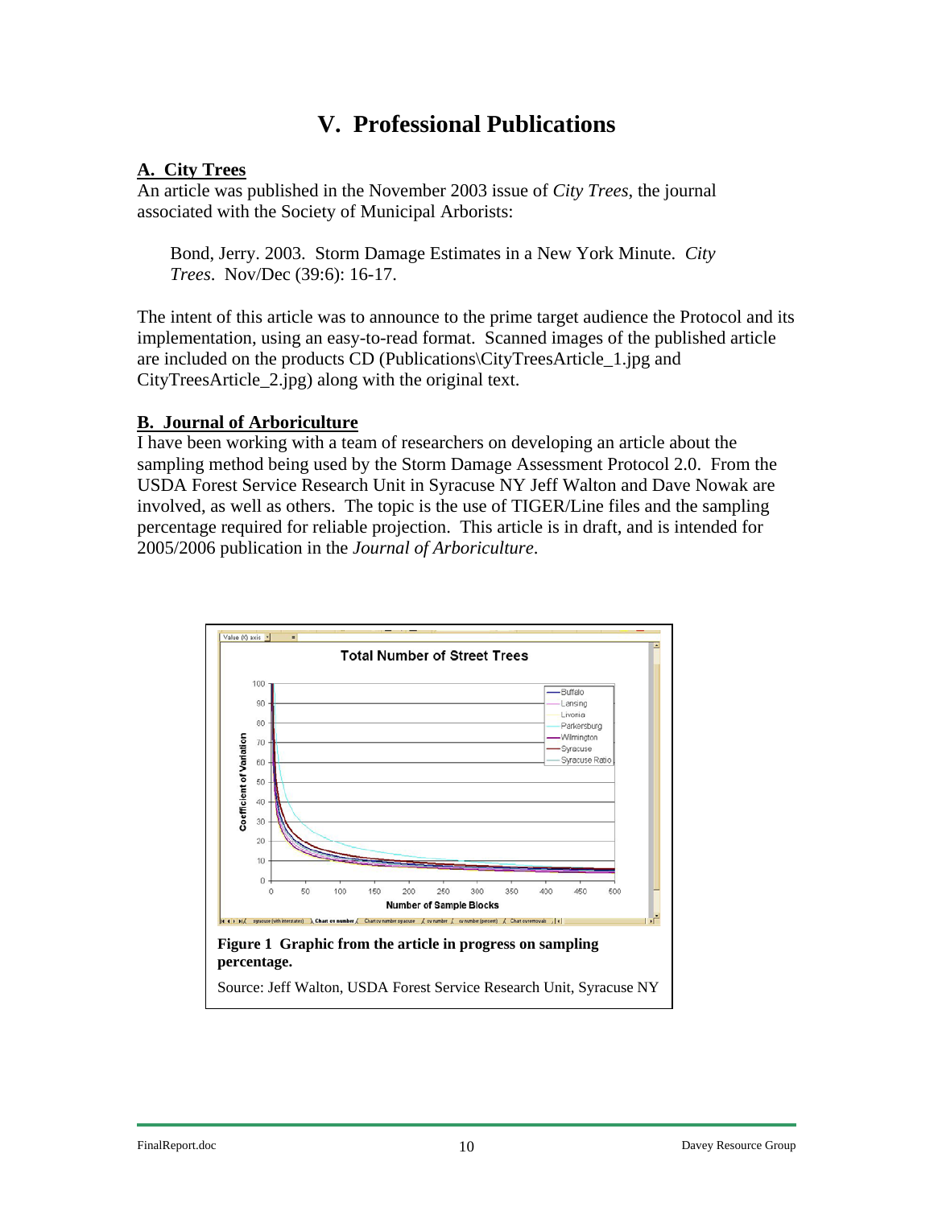# V. Professional Publications

## A. City Trees

An article was published in the November 2003 issue of *City Trees*, the journal associated with the Society of Municipal Arborists:

> Bond, Jerry. 2003. Storm Damage Estimates in a New York Minute. *City Trees*. Nov/Dec (39:6): 16-17.

The intent of this article was to announce to the prime target audience the Protocol and its implementation, using an easy-to-read format. Scanned images of the published article are included on the products CD (Publications\CityTreesArticle_1.jpg and CityTreesArticle_2.jpg) along with the original text.

## B. Journal of Arboriculture

I have been working with a team of researchers on developing an article about the sampling method being used by the Storm Damage Assessment Protocol 2.0. From the USDA Forest Service Research Unit in Syracuse NY Jeff Walton and Dave Nowak are involved, as well as others. The topic is the use of TIGER/Line files and the sampling percentage required for reliable projection. This article is in draft, and is intended for 2005/2006 publication in the *Journal of Arboriculture*.

**Figure 1 Graphic from the article in progress on sampling percentage.**

Source: Jeff Walton, USDA Forest Service Research Unit, Syracuse NY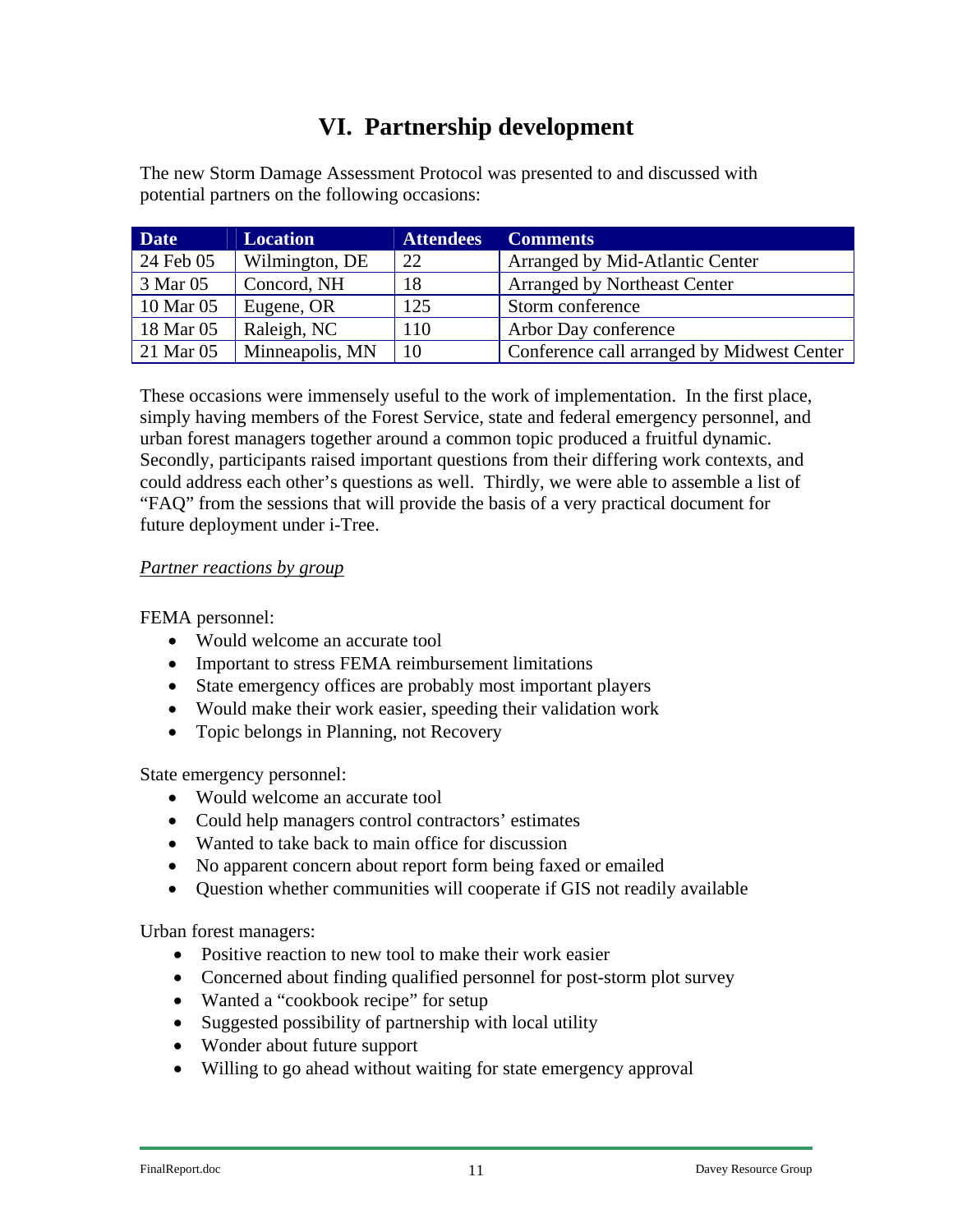# VI. Partnership development

The new Storm Damage Assessment Protocol was presented to and discussed with potential partners on the following occasions:

| Date | Location | Attendees | Comments |
|---|---|---|---|
| 24 Feb 05 | Wilmington, DE | 22 | Arranged by Mid-Atlantic Center |
| 3 Mar 05 | Concord, NH | 18 | Arranged by Northeast Center |
| 10 Mar 05 | Eugene, OR | 125 | Storm conference |
| 18 Mar 05 | Raleigh, NC | 110 | Arbor Day conference |
| 21 Mar 05 | Minneapolis, MN | 10 | Conference call arranged by Midwest Center |

These occasions were immensely useful to the work of implementation. In the first place, simply having members of the Forest Service, state and federal emergency personnel, and urban forest managers together around a common topic produced a fruitful dynamic. Secondly, participants raised important questions from their differing work contexts, and could address each other's questions as well. Thirdly, we were able to assemble a list of "FAQ" from the sessions that will provide the basis of a very practical document for future deployment under i-Tree.

*Partner reactions by group*

FEMA personnel:

- Would welcome an accurate tool
- Important to stress FEMA reimbursement limitations
- State emergency offices are probably most important players
- Would make their work easier, speeding their validation work
- Topic belongs in Planning, not Recovery

State emergency personnel:

- Would welcome an accurate tool
- Could help managers control contractors' estimates
- Wanted to take back to main office for discussion
- No apparent concern about report form being faxed or emailed
- Question whether communities will cooperate if GIS not readily available

Urban forest managers:

- Positive reaction to new tool to make their work easier
- Concerned about finding qualified personnel for post-storm plot survey
- Wanted a "cookbook recipe" for setup
- Suggested possibility of partnership with local utility
- Wonder about future support
- Willing to go ahead without waiting for state emergency approval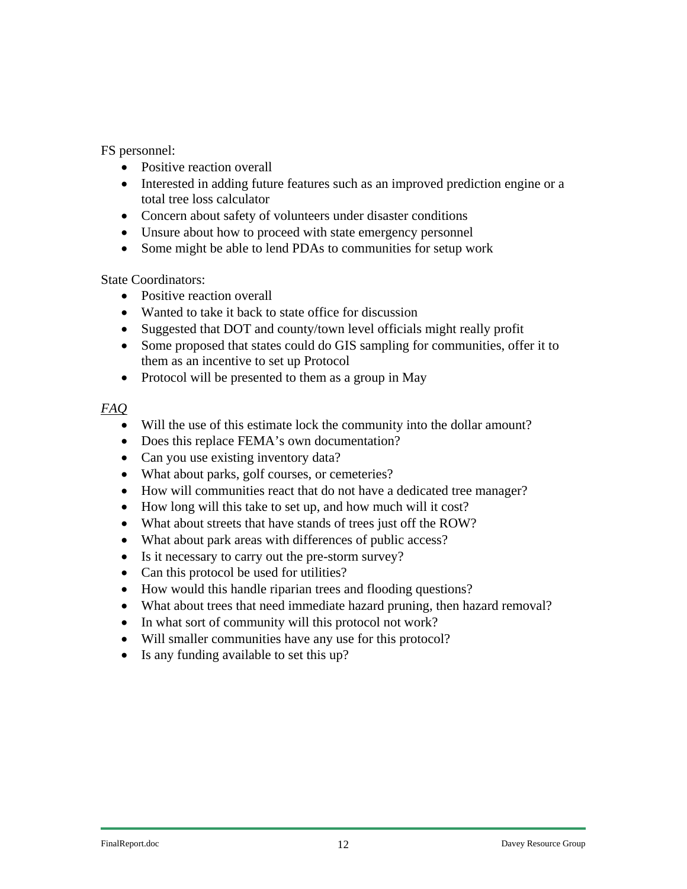FS personnel:

- Positive reaction overall
- Interested in adding future features such as an improved prediction engine or a total tree loss calculator
- Concern about safety of volunteers under disaster conditions
- Unsure about how to proceed with state emergency personnel
- Some might be able to lend PDAs to communities for setup work

State Coordinators:

- Positive reaction overall
- Wanted to take it back to state office for discussion
- Suggested that DOT and county/town level officials might really profit
- Some proposed that states could do GIS sampling for communities, offer it to them as an incentive to set up Protocol
- Protocol will be presented to them as a group in May

*FAQ*

- Will the use of this estimate lock the community into the dollar amount?
- Does this replace FEMA's own documentation?
- Can you use existing inventory data?
- What about parks, golf courses, or cemeteries?
- How will communities react that do not have a dedicated tree manager?
- How long will this take to set up, and how much will it cost?
- What about streets that have stands of trees just off the ROW?
- What about park areas with differences of public access?
- Is it necessary to carry out the pre-storm survey?
- Can this protocol be used for utilities?
- How would this handle riparian trees and flooding questions?
- What about trees that need immediate hazard pruning, then hazard removal?
- In what sort of community will this protocol not work?
- Will smaller communities have any use for this protocol?
- Is any funding available to set this up?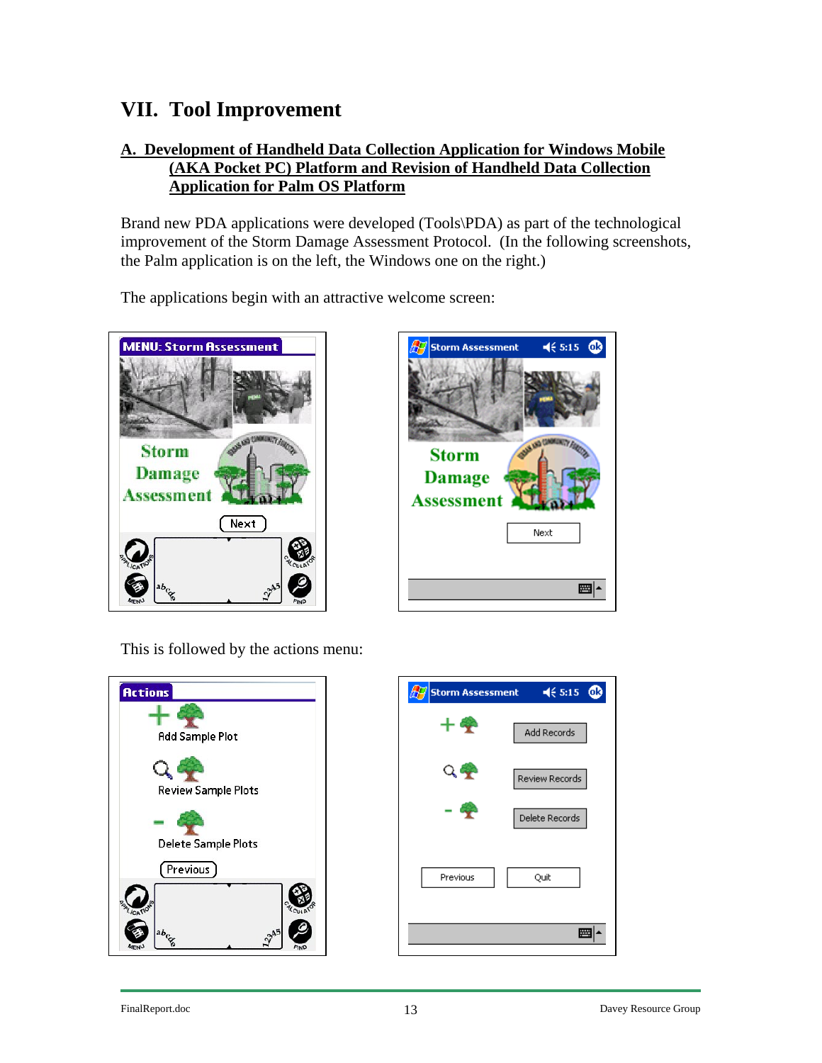# VII. Tool Improvement

## A. Development of Handheld Data Collection Application for Windows Mobile (AKA Pocket PC) Platform and Revision of Handheld Data Collection Application for Palm OS Platform

Brand new PDA applications were developed (Tools\PDA) as part of the technological improvement of the Storm Damage Assessment Protocol. (In the following screenshots, the Palm application is on the left, the Windows one on the right.)

The applications begin with an attractive welcome screen:

This is followed by the actions menu: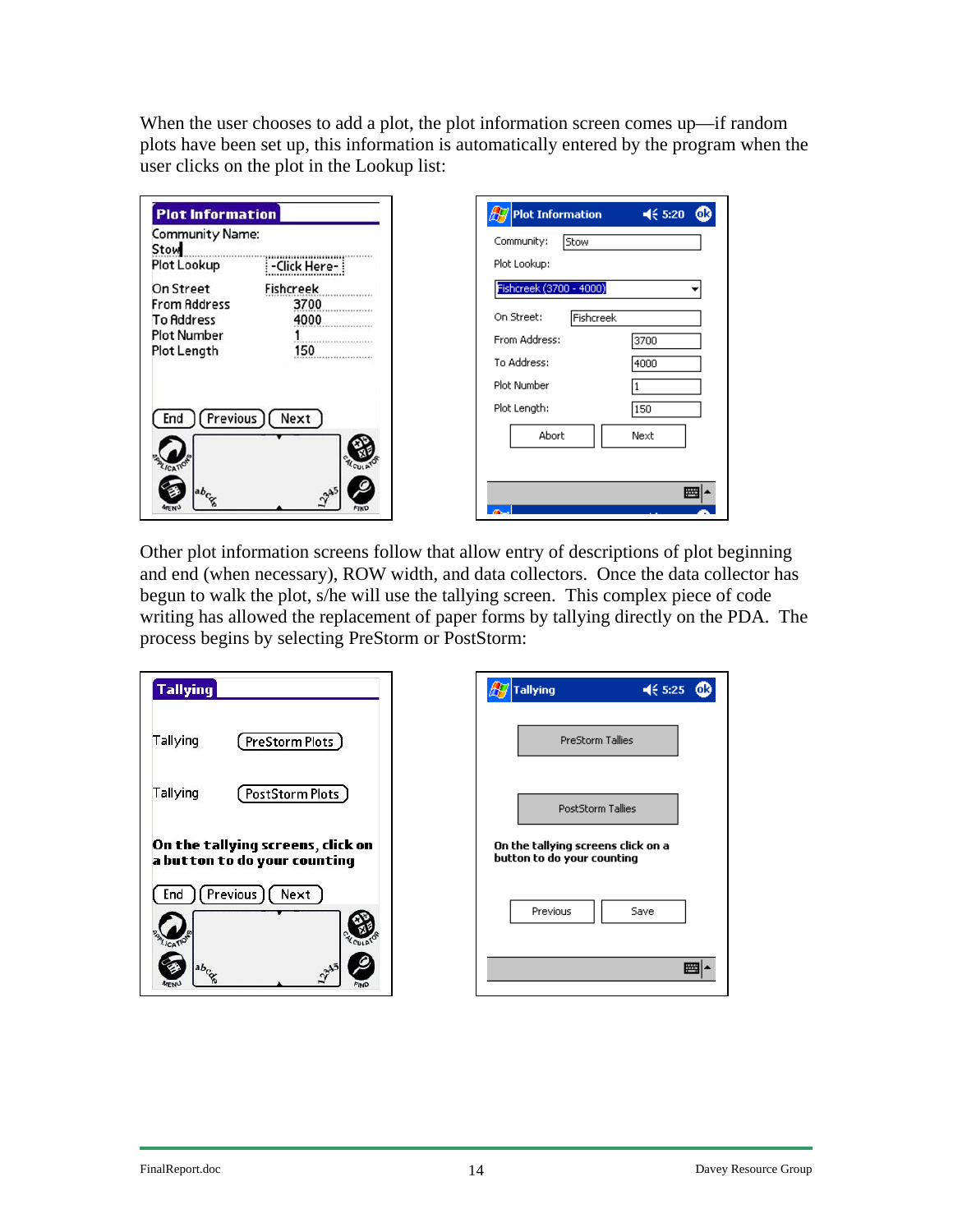When the user chooses to add a plot, the plot information screen comes up—if random plots have been set up, this information is automatically entered by the program when the user clicks on the plot in the Lookup list:

Other plot information screens follow that allow entry of descriptions of plot beginning and end (when necessary), ROW width, and data collectors. Once the data collector has begun to walk the plot, s/he will use the tallying screen. This complex piece of code writing has allowed the replacement of paper forms by tallying directly on the PDA. The process begins by selecting PreStorm or PostStorm: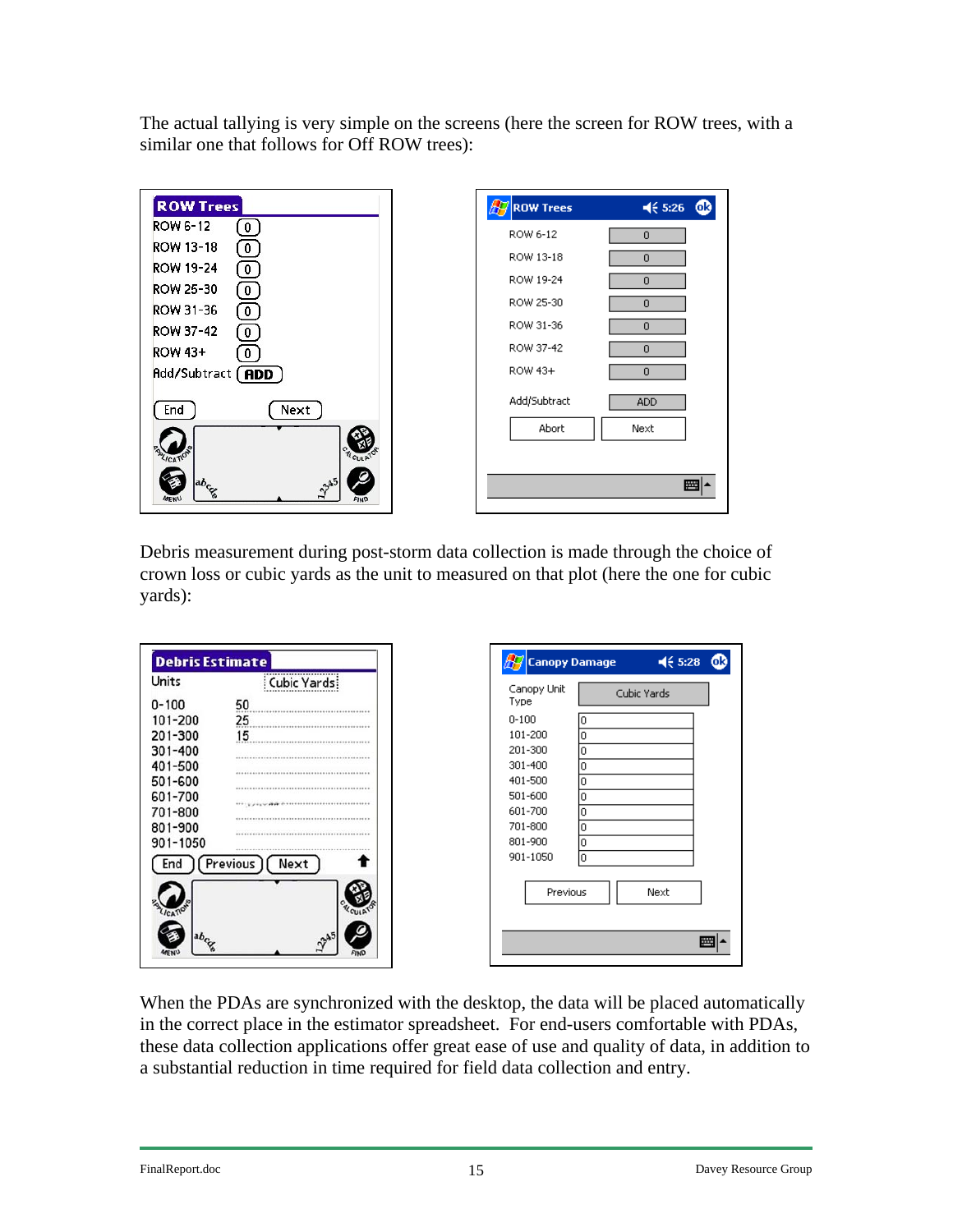The actual tallying is very simple on the screens (here the screen for ROW trees, with a similar one that follows for Off ROW trees):

Debris measurement during post-storm data collection is made through the choice of crown loss or cubic yards as the unit to measured on that plot (here the one for cubic yards):

When the PDAs are synchronized with the desktop, the data will be placed automatically in the correct place in the estimator spreadsheet. For end-users comfortable with PDAs, these data collection applications offer great ease of use and quality of data, in addition to a substantial reduction in time required for field data collection and entry.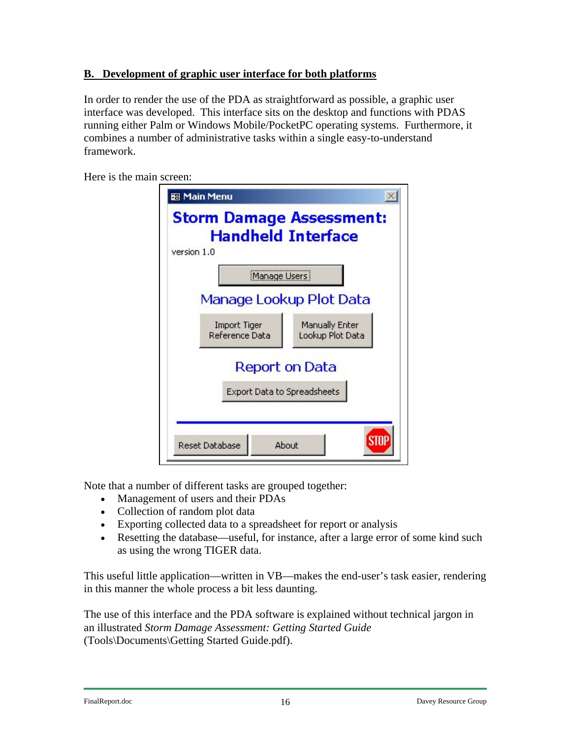## B. Development of graphic user interface for both platforms

In order to render the use of the PDA as straightforward as possible, a graphic user interface was developed. This interface sits on the desktop and functions with PDAS running either Palm or Windows Mobile/PocketPC operating systems. Furthermore, it combines a number of administrative tasks within a single easy-to-understand framework.

Here is the main screen:

Note that a number of different tasks are grouped together:

- Management of users and their PDAs
- Collection of random plot data
- Exporting collected data to a spreadsheet for report or analysis
- Resetting the database—useful, for instance, after a large error of some kind such as using the wrong TIGER data.

This useful little application—written in VB—makes the end-user's task easier, rendering in this manner the whole process a bit less daunting.

The use of this interface and the PDA software is explained without technical jargon in an illustrated *Storm Damage Assessment: Getting Started Guide* (Tools\Documents\Getting Started Guide.pdf).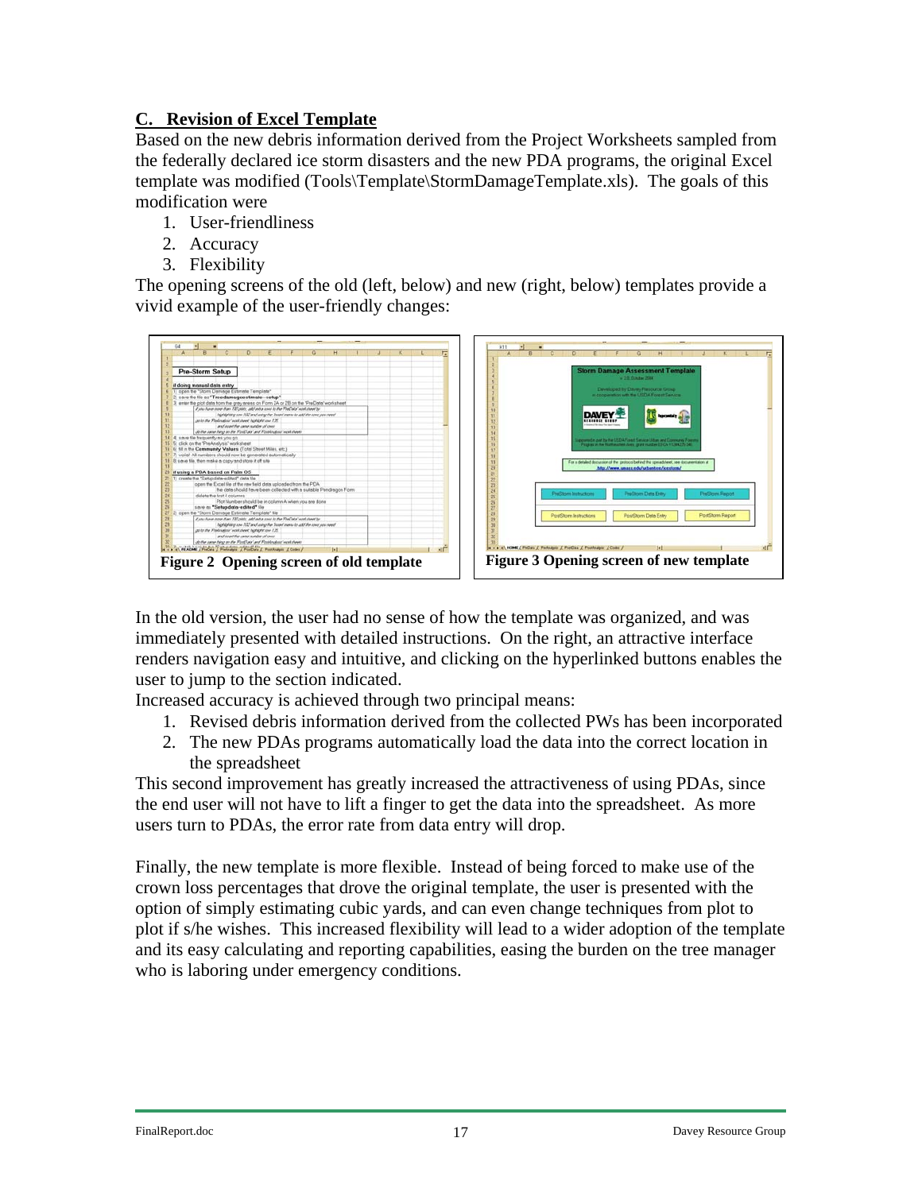## C. Revision of Excel Template

Based on the new debris information derived from the Project Worksheets sampled from the federally declared ice storm disasters and the new PDA programs, the original Excel template was modified (Tools\Template\StormDamageTemplate.xls). The goals of this modification were

1. User-friendliness
2. Accuracy
3. Flexibility

The opening screens of the old (left, below) and new (right, below) templates provide a vivid example of the user-friendly changes:

**Figure 2 Opening screen of old template**

**Figure 3 Opening screen of new template**

In the old version, the user had no sense of how the template was organized, and was immediately presented with detailed instructions. On the right, an attractive interface renders navigation easy and intuitive, and clicking on the hyperlinked buttons enables the user to jump to the section indicated.

Increased accuracy is achieved through two principal means:

1. Revised debris information derived from the collected PWs has been incorporated
2. The new PDAs programs automatically load the data into the correct location in the spreadsheet

This second improvement has greatly increased the attractiveness of using PDAs, since the end user will not have to lift a finger to get the data into the spreadsheet. As more users turn to PDAs, the error rate from data entry will drop.

Finally, the new template is more flexible. Instead of being forced to make use of the crown loss percentages that drove the original template, the user is presented with the option of simply estimating cubic yards, and can even change techniques from plot to plot if s/he wishes. This increased flexibility will lead to a wider adoption of the template and its easy calculating and reporting capabilities, easing the burden on the tree manager who is laboring under emergency conditions.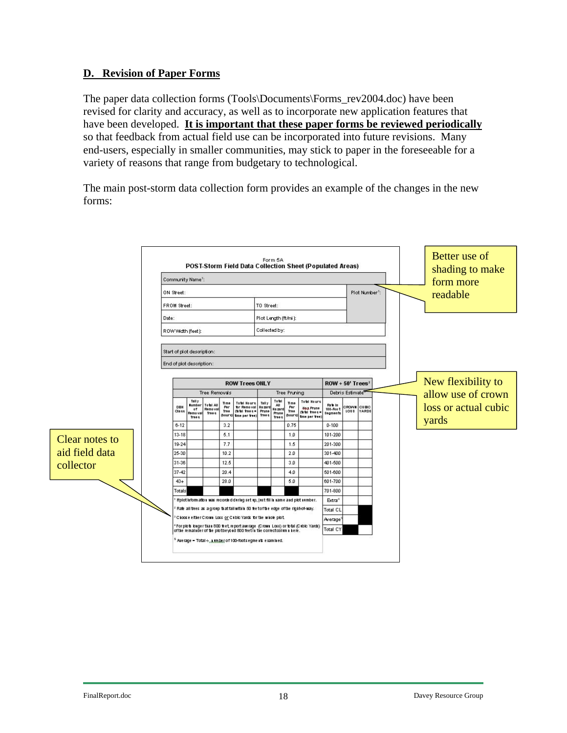## D. Revision of Paper Forms

The paper data collection forms (Tools\Documents\Forms_rev2004.doc) have been revised for clarity and accuracy, as well as to incorporate new application features that have been developed. **It is important that these paper forms be reviewed periodically** so that feedback from actual field use can be incorporated into future revisions. Many end-users, especially in smaller communities, may stick to paper in the foreseeable for a variety of reasons that range from budgetary to technological.

The main post-storm data collection form provides an example of the changes in the new forms:

Better use of shading to make form more readable

New flexibility to allow use of crown loss or actual cubic yards

Clear notes to aid field data collector

Form 5A

**POST-Storm Field Data Collection Sheet (Populated Areas)**

| Community Name[1]: | | |
|---|---|---|
| ON Street: | | Plot Number[1]: |
| FROM Street: | TO Street: | |
| Date: | Plot Length (ft/mi): | |
| ROW Width (feet): | Collected by: | |

| Start of plot description: |
|---|
| End of plot description: |

| ROW Trees ONLY | | | | | | | | | ROW + 50' Trees[2] | | |
|---|---|---|---|---|---|---|---|---|---|---|---|
| Tree Removals | | | | | Tree Pruning | | | | Debris Estimate[3] | | |
| DBH Class | Tally Number of Removal Trees | Total All Removal Trees | Time Per Tree (hours) | Total Hours for Removal (total trees = time per tree) | Tally Hazard Prune Trees | Total All Hazard Prune Trees | Time Per Tree (hours) | Total Hours Haz. Prune (total trees = time per tree) | Rate in 100-Foot Segments | CROWN LOSS | CUBIC YARDS |
| 6-12 | | | 3.2 | | | | 0.75 | | 0-100 | | |
| 13-18 | | | 5.1 | | | | 1.0 | | 101-200 | | |
| 19-24 | | | 7.7 | | | | 1.5 | | 201-300 | | |
| 25-30 | | | 10.2 | | | | 2.0 | | 301-400 | | |
| 31-36 | | | 12.5 | | | | 3.0 | | 401-500 | | |
| 37-42 | | | 20.4 | | | | 4.0 | | 501-600 | | |
| 43+ | | | 28.0 | | | | 5.0 | | 601-700 | | |
| Totals | | | | | | | | | 701-800 | | |
| | | | | | | | | | Extra[4] | | |
| | | | | | | | | | Total CL | | |
| | | | | | | | | | Average[5] | | |
| | | | | | | | | | Total CY | | |

[1] If plot information was recorded during set up, just fill in name and plot number.

[2] Rate all trees as a group that fall within 50 feet of the edge of the right-of-way.

[3] Choose either Crown Loss or Cubic Yards for the whole plot.

[4] For plots longer than 800 feet, report average (Crown Loss) or total (Cubic Yards) of the remainder of the plot beyond 800 feet in the correct column here.

[5] Average = Total ÷ number of 100-foot segments examined.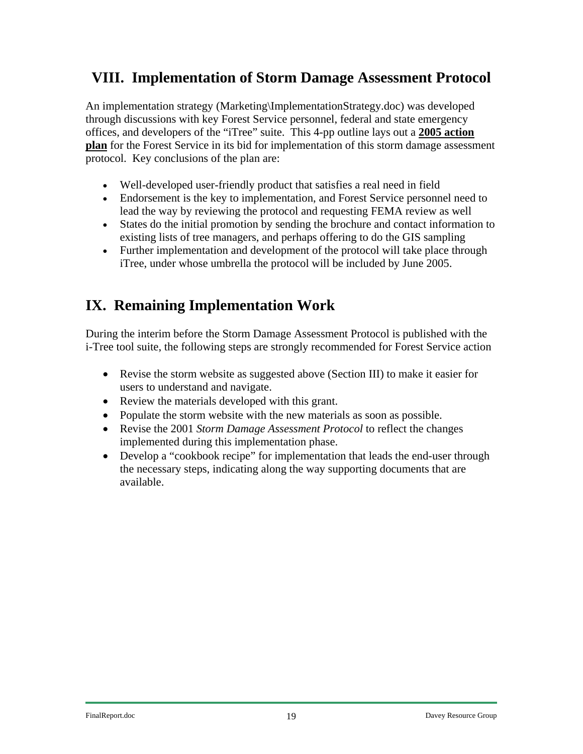## VIII. Implementation of Storm Damage Assessment Protocol

An implementation strategy (Marketing\ImplementationStrategy.doc) was developed through discussions with key Forest Service personnel, federal and state emergency offices, and developers of the "iTree" suite. This 4-pp outline lays out a **2005 action plan** for the Forest Service in its bid for implementation of this storm damage assessment protocol. Key conclusions of the plan are:

- Well-developed user-friendly product that satisfies a real need in field
- Endorsement is the key to implementation, and Forest Service personnel need to lead the way by reviewing the protocol and requesting FEMA review as well
- States do the initial promotion by sending the brochure and contact information to existing lists of tree managers, and perhaps offering to do the GIS sampling
- Further implementation and development of the protocol will take place through iTree, under whose umbrella the protocol will be included by June 2005.

## IX. Remaining Implementation Work

During the interim before the Storm Damage Assessment Protocol is published with the i-Tree tool suite, the following steps are strongly recommended for Forest Service action

- Revise the storm website as suggested above (Section III) to make it easier for users to understand and navigate.
- Review the materials developed with this grant.
- Populate the storm website with the new materials as soon as possible.
- Revise the 2001 *Storm Damage Assessment Protocol* to reflect the changes implemented during this implementation phase.
- Develop a "cookbook recipe" for implementation that leads the end-user through the necessary steps, indicating along the way supporting documents that are available.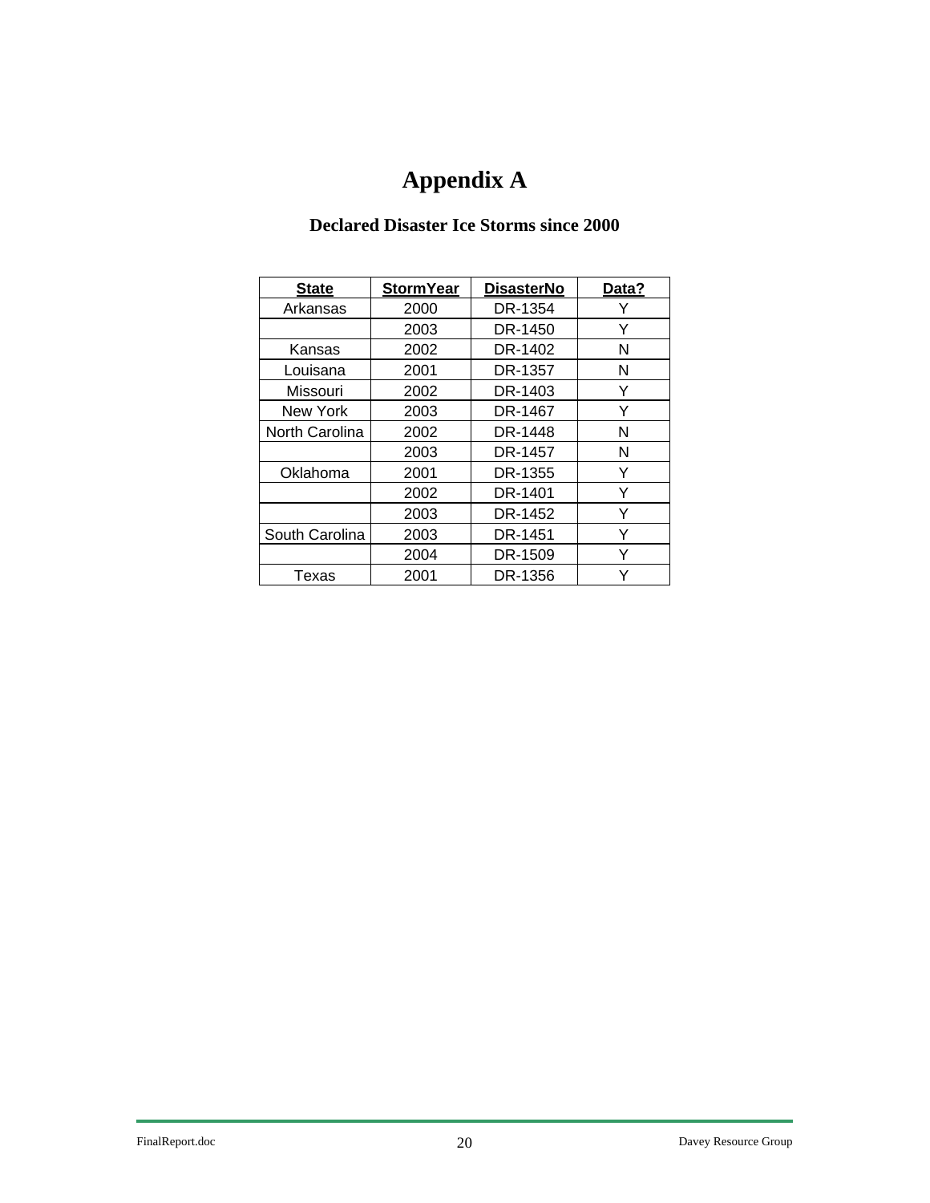# Appendix A

## Declared Disaster Ice Storms since 2000

| State | StormYear | DisasterNo | Data? |
|---|---|---|---|
| Arkansas | 2000 | DR-1354 | Y |
| | 2003 | DR-1450 | Y |
| Kansas | 2002 | DR-1402 | N |
| Louisana | 2001 | DR-1357 | N |
| Missouri | 2002 | DR-1403 | Y |
| New York | 2003 | DR-1467 | Y |
| North Carolina | 2002 | DR-1448 | N |
| | 2003 | DR-1457 | N |
| Oklahoma | 2001 | DR-1355 | Y |
| | 2002 | DR-1401 | Y |
| | 2003 | DR-1452 | Y |
| South Carolina | 2003 | DR-1451 | Y |
| | 2004 | DR-1509 | Y |
| Texas | 2001 | DR-1356 | Y |